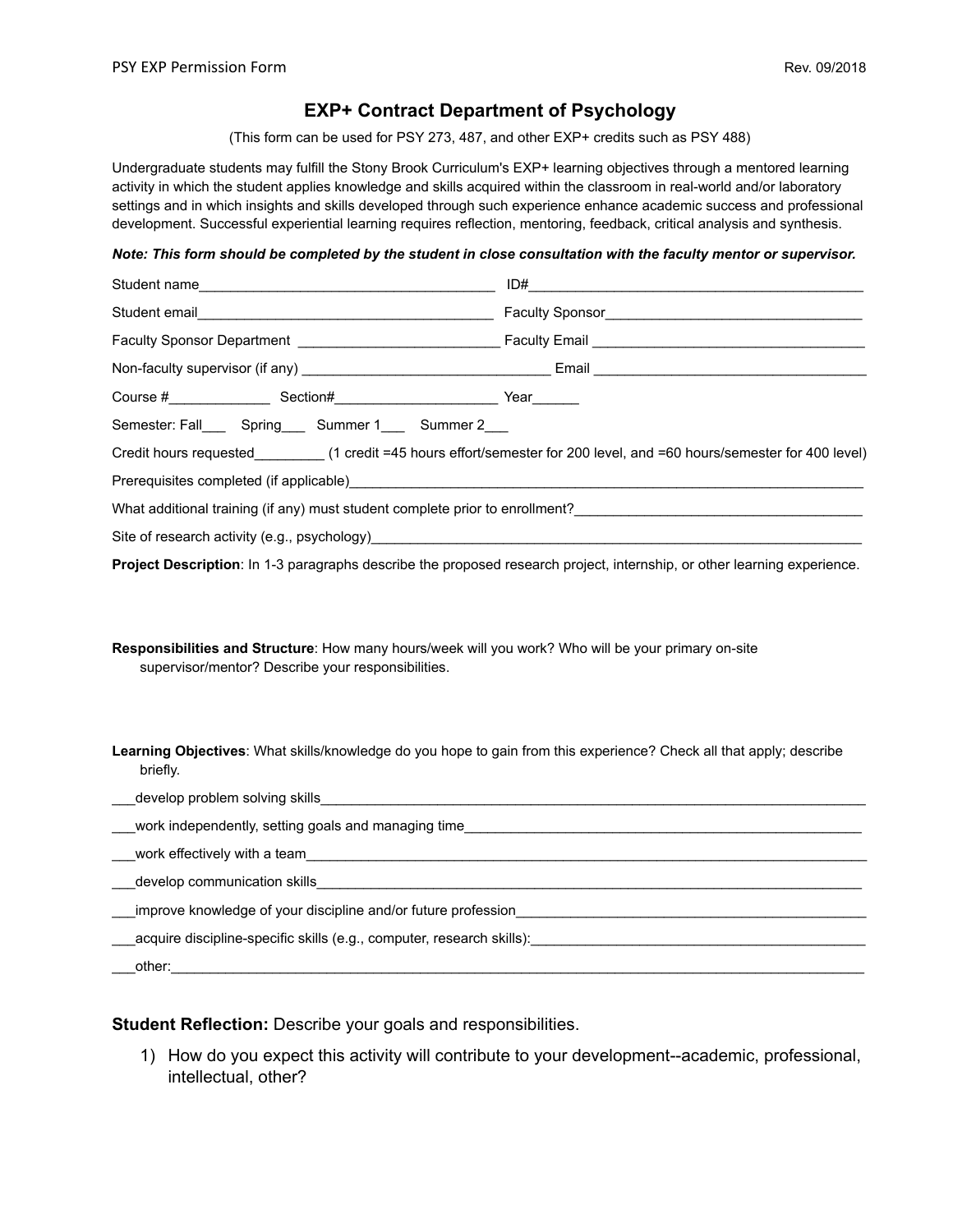# EXP+ Contract Department of Psychology

(This form can be used for PSY 273, 487, and other EXP+ credits such as PSY 488)

Undergraduate students may fulfill the Stony Brook Curriculum's EXP+ learning objectives through a mentored learning activity in which the student applies knowledge and skills acquired within the classroom in real-world and/or laboratory settings and in which insights and skills developed through such experience enhance academic success and professional development. Successful experiential learning requires reflection, mentoring, feedback, critical analysis and synthesis.

***Note: This form should be completed by the student in close consultation with the faculty mentor or supervisor.***

Student name_______________________________________ ID#___________________________________________

Student email_______________________________________ Faculty Sponsor_________________________________

Faculty Sponsor Department __________________________ Faculty Email ___________________________________

Non-faculty supervisor (if any) _________________________________ Email ___________________________________

Course #_____________ Section#_____________________ Year______

Semester: Fall___ Spring___ Summer 1___ Summer 2___

Credit hours requested_________ (1 credit =45 hours effort/semester for 200 level, and =60 hours/semester for 400 level)

Prerequisites completed (if applicable)_____________________________________________________________________

What additional training (if any) must student complete prior to enrollment?______________________________________

Site of research activity (e.g., psychology)__________________________________________________________________

**Project Description**: In 1-3 paragraphs describe the proposed research project, internship, or other learning experience.

**Responsibilities and Structure**: How many hours/week will you work? Who will be your primary on-site supervisor/mentor? Describe your responsibilities.

**Learning Objectives**: What skills/knowledge do you hope to gain from this experience? Check all that apply; describe briefly.

___develop problem solving skills___________________________________________________________________________

___work independently, setting goals and managing time_______________________________________________________

___work effectively with a team_____________________________________________________________________________

___develop communication skills____________________________________________________________________________

___improve knowledge of your discipline and/or future profession_______________________________________________

___acquire discipline-specific skills (e.g., computer, research skills):_____________________________________________

___other:_________________________________________________________________________________________________

**Student Reflection:** Describe your goals and responsibilities.

1) How do you expect this activity will contribute to your development--academic, professional, intellectual, other?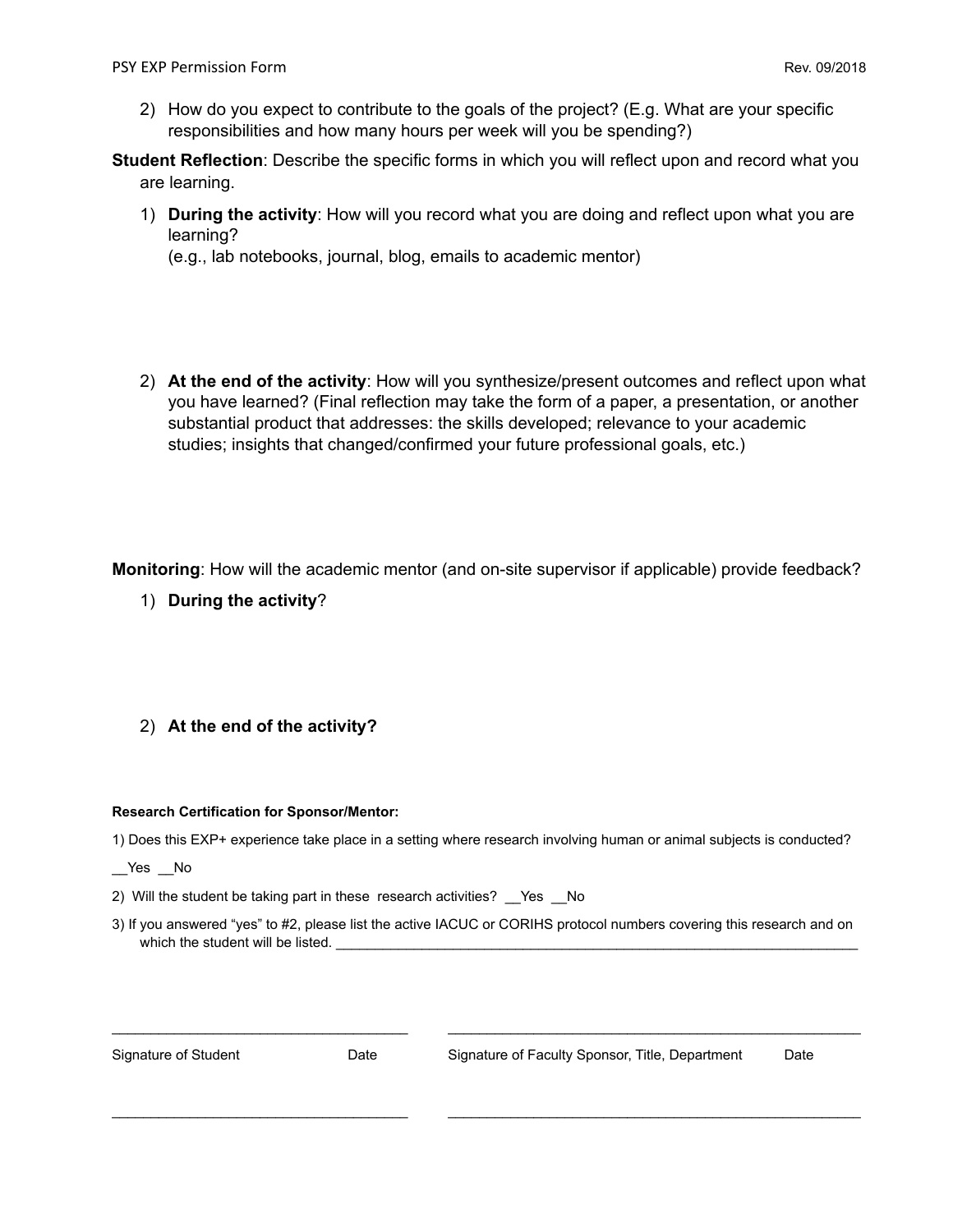2) How do you expect to contribute to the goals of the project? (E.g. What are your specific responsibilities and how many hours per week will you be spending?)

**Student Reflection**: Describe the specific forms in which you will reflect upon and record what you are learning.

1) **During the activity**: How will you record what you are doing and reflect upon what you are learning?
   (e.g., lab notebooks, journal, blog, emails to academic mentor)

2) **At the end of the activity**: How will you synthesize/present outcomes and reflect upon what you have learned? (Final reflection may take the form of a paper, a presentation, or another substantial product that addresses: the skills developed; relevance to your academic studies; insights that changed/confirmed your future professional goals, etc.)

**Monitoring**: How will the academic mentor (and on-site supervisor if applicable) provide feedback?

1) **During the activity**?

2) **At the end of the activity?**

**Research Certification for Sponsor/Mentor:**

1) Does this EXP+ experience take place in a setting where research involving human or animal subjects is conducted?

__Yes __No

2) Will the student be taking part in these research activities? __Yes __No

3) If you answered "yes" to #2, please list the active IACUC or CORIHS protocol numbers covering this research and on which the student will be listed. ______________________________________________________________________

____________________________________ ____________________________________________________

Signature of Student Date Signature of Faculty Sponsor, Title, Department Date

____________________________________ ____________________________________________________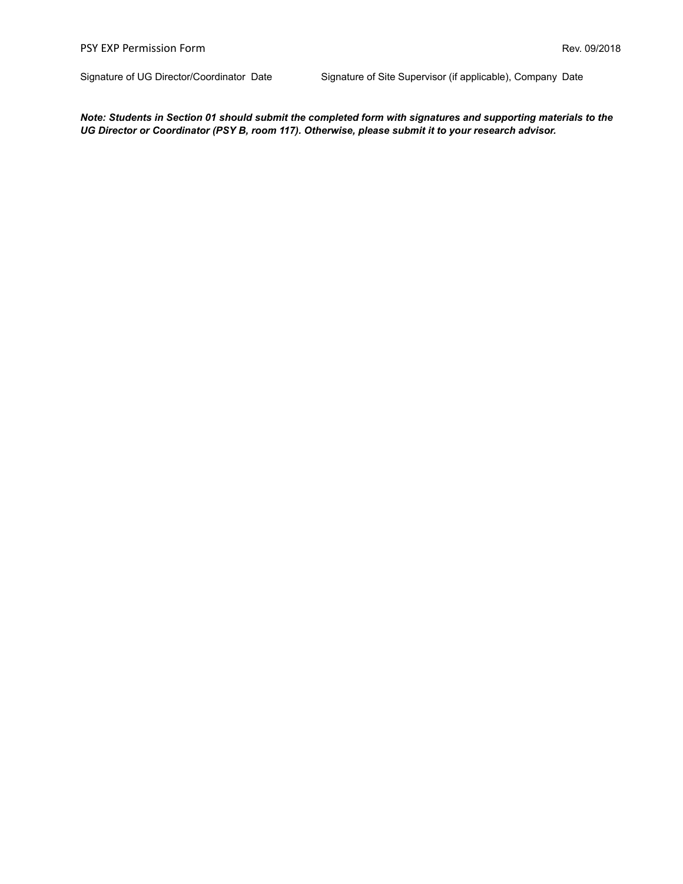Signature of UG Director/Coordinator  Date                Signature of Site Supervisor (if applicable), Company  Date

***Note: Students in Section 01 should submit the completed form with signatures and supporting materials to the UG Director or Coordinator (PSY B, room 117). Otherwise, please submit it to your research advisor.***